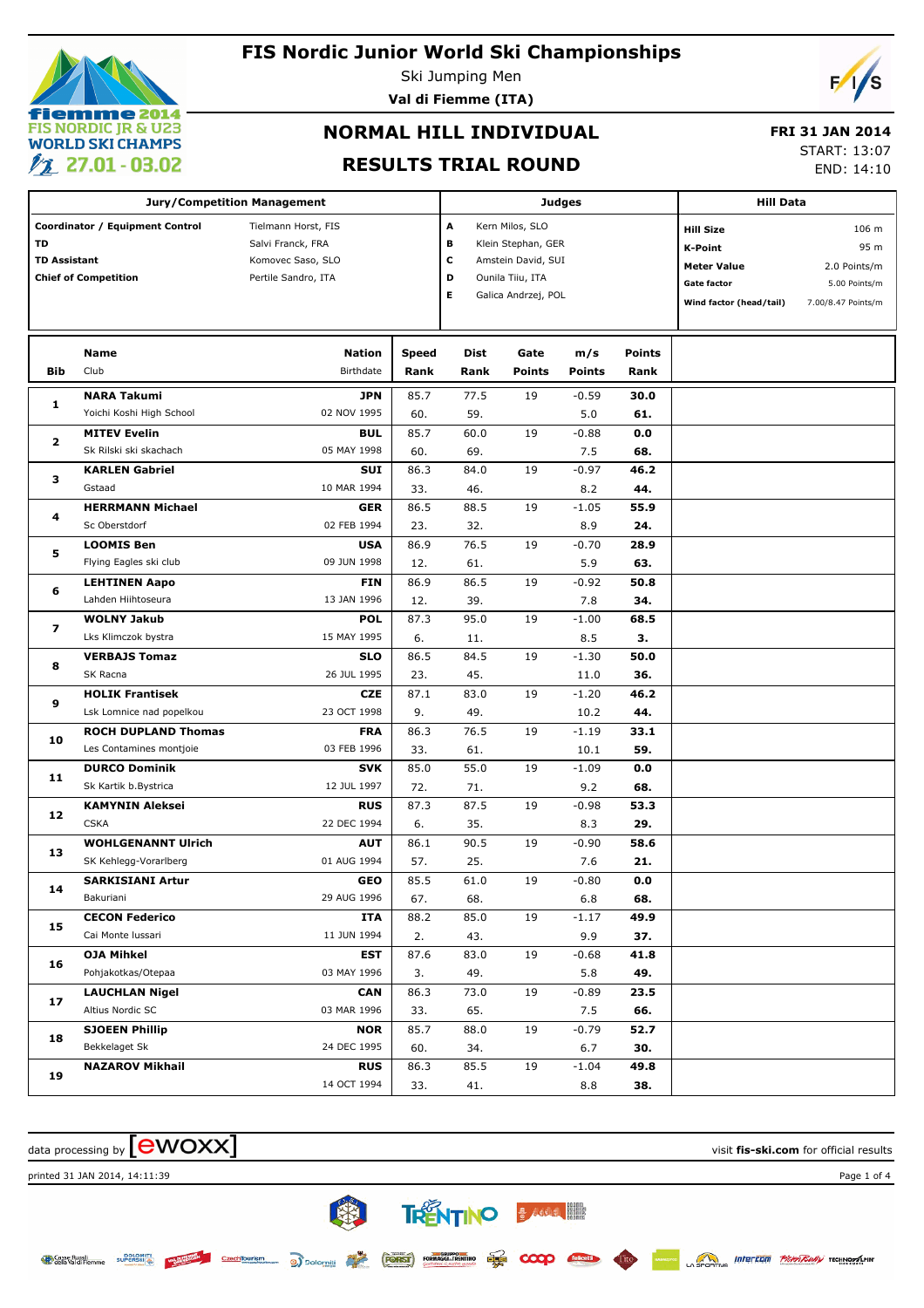# FIS Nordic Junior World Ski Championships

Ski Jumping Men

**Val di Fiemme (ITA)**

## NORMAL HILL INDIVIDUAL

## RESULTS TRIAL ROUND

**FRI 31 JAN 2014**

START: 13:07

END: 14:10

| Jury/Competition Management | |
|---|---|
| **Coordinator / Equipment Control** | Tielmann Horst, FIS |
| **TD** | Salvi Franck, FRA |
| **TD Assistant** | Komovec Saso, SLO |
| **Chief of Competition** | Pertile Sandro, ITA |

| Judges | |
|---|---|
| **A** | Kern Milos, SLO |
| **B** | Klein Stephan, GER |
| **C** | Amstein David, SUI |
| **D** | Ounila Tiiu, ITA |
| **E** | Galica Andrzej, POL |

| Hill Data | |
|---|---|
| **Hill Size** | 106 m |
| **K-Point** | 95 m |
| **Meter Value** | 2.0 Points/m |
| **Gate factor** | 5.00 Points/m |
| **Wind factor (head/tail)** | 7.00/8.47 Points/m |

| Bib | Name / Club | Nation / Birthdate | Speed / Rank | Dist / Rank | Gate / Points | m/s / Points | Points / Rank |
|---|---|---|---|---|---|---|---|
| 1 | **NARA Takumi** | **JPN** | 85.7 | 77.5 | 19 | -0.59 | **30.0** |
| | Yoichi Koshi High School | 02 NOV 1995 | 60. | 59. | | 5.0 | **61.** |
| 2 | **MITEV Evelin** | **BUL** | 85.7 | 60.0 | 19 | -0.88 | **0.0** |
| | Sk Rilski ski skachach | 05 MAY 1998 | 60. | 69. | | 7.5 | **68.** |
| 3 | **KARLEN Gabriel** | **SUI** | 86.3 | 84.0 | 19 | -0.97 | **46.2** |
| | Gstaad | 10 MAR 1994 | 33. | 46. | | 8.2 | **44.** |
| 4 | **HERRMANN Michael** | **GER** | 86.5 | 88.5 | 19 | -1.05 | **55.9** |
| | Sc Oberstdorf | 02 FEB 1994 | 23. | 32. | | 8.9 | **24.** |
| 5 | **LOOMIS Ben** | **USA** | 86.9 | 76.5 | 19 | -0.70 | **28.9** |
| | Flying Eagles ski club | 09 JUN 1998 | 12. | 61. | | 5.9 | **63.** |
| 6 | **LEHTINEN Aapo** | **FIN** | 86.9 | 86.5 | 19 | -0.92 | **50.8** |
| | Lahden Hiihtoseura | 13 JAN 1996 | 12. | 39. | | 7.8 | **34.** |
| 7 | **WOLNY Jakub** | **POL** | 87.3 | 95.0 | 19 | -1.00 | **68.5** |
| | Lks Klimczok bystra | 15 MAY 1995 | 6. | 11. | | 8.5 | **3.** |
| 8 | **VERBAJS Tomaz** | **SLO** | 86.5 | 84.5 | 19 | -1.30 | **50.0** |
| | SK Racna | 26 JUL 1995 | 23. | 45. | | 11.0 | **36.** |
| 9 | **HOLIK Frantisek** | **CZE** | 87.1 | 83.0 | 19 | -1.20 | **46.2** |
| | Lsk Lomnice nad popelkou | 23 OCT 1998 | 9. | 49. | | 10.2 | **44.** |
| 10 | **ROCH DUPLAND Thomas** | **FRA** | 86.3 | 76.5 | 19 | -1.19 | **33.1** |
| | Les Contamines montjoie | 03 FEB 1996 | 33. | 61. | | 10.1 | **59.** |
| 11 | **DURCO Dominik** | **SVK** | 85.0 | 55.0 | 19 | -1.09 | **0.0** |
| | Sk Kartik b.Bystrica | 12 JUL 1997 | 72. | 71. | | 9.2 | **68.** |
| 12 | **KAMYNIN Aleksei** | **RUS** | 87.3 | 87.5 | 19 | -0.98 | **53.3** |
| | CSKA | 22 DEC 1994 | 6. | 35. | | 8.3 | **29.** |
| 13 | **WOHLGENANNT Ulrich** | **AUT** | 86.1 | 90.5 | 19 | -0.90 | **58.6** |
| | SK Kehlegg-Vorarlberg | 01 AUG 1994 | 57. | 25. | | 7.6 | **21.** |
| 14 | **SARKISIANI Artur** | **GEO** | 85.5 | 61.0 | 19 | -0.80 | **0.0** |
| | Bakuriani | 29 AUG 1996 | 67. | 68. | | 6.8 | **68.** |
| 15 | **CECON Federico** | **ITA** | 88.2 | 85.0 | 19 | -1.17 | **49.9** |
| | Cai Monte lussari | 11 JUN 1994 | 2. | 43. | | 9.9 | **37.** |
| 16 | **OJA Mihkel** | **EST** | 87.6 | 83.0 | 19 | -0.68 | **41.8** |
| | Pohjakotkas/Otepaa | 03 MAY 1996 | 3. | 49. | | 5.8 | **49.** |
| 17 | **LAUCHLAN Nigel** | **CAN** | 86.3 | 73.0 | 19 | -0.89 | **23.5** |
| | Altius Nordic SC | 03 MAR 1996 | 33. | 65. | | 7.5 | **66.** |
| 18 | **SJOEEN Phillip** | **NOR** | 85.7 | 88.0 | 19 | -0.79 | **52.7** |
| | Bekkelaget Sk | 24 DEC 1995 | 60. | 34. | | 6.7 | **30.** |
| 19 | **NAZAROV Mikhail** | **RUS** | 86.3 | 85.5 | 19 | -1.04 | **49.8** |
| | | 14 OCT 1994 | 33. | 41. | | 8.8 | **38.** |

data processing by ewoxx — visit **fis-ski.com** for official results

printed 31 JAN 2014, 14:11:39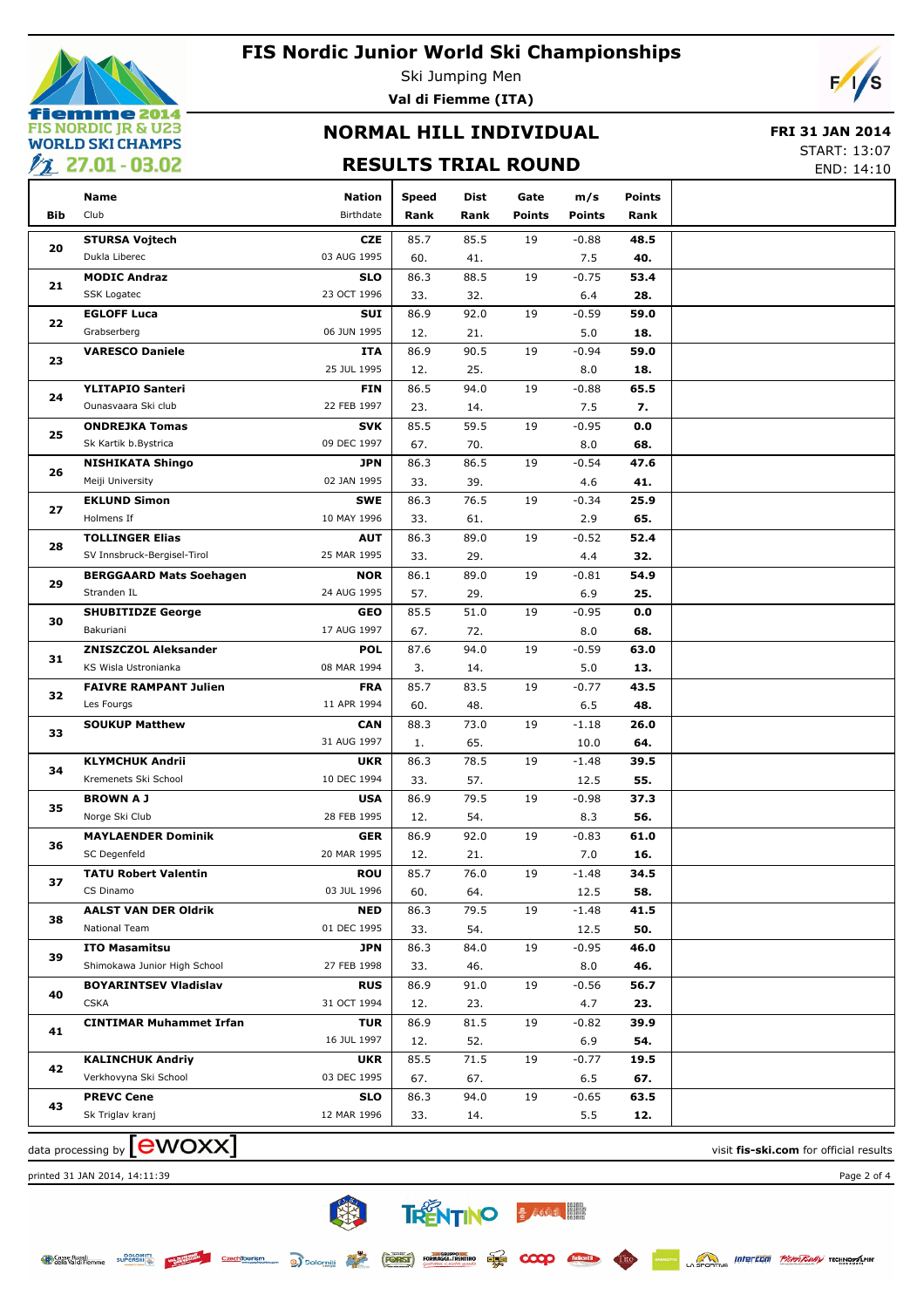# FIS Nordic Junior World Ski Championships

Ski Jumping Men

**Val di Fiemme (ITA)**

## NORMAL HILL INDIVIDUAL

## RESULTS TRIAL ROUND

**FRI 31 JAN 2014**

START: 13:07

END: 14:10

| Bib | Name / Club | Nation / Birthdate | Speed / Rank | Dist / Rank | Gate / Points | m/s / Points | Points / Rank |
|---|---|---|---|---|---|---|---|
| 20 | **STURSA Vojtech** | **CZE** | 85.7 | 85.5 | 19 | -0.88 | **48.5** |
| | Dukla Liberec | 03 AUG 1995 | 60. | 41. | | 7.5 | **40.** |
| 21 | **MODIC Andraz** | **SLO** | 86.3 | 88.5 | 19 | -0.75 | **53.4** |
| | SSK Logatec | 23 OCT 1996 | 33. | 32. | | 6.4 | **28.** |
| 22 | **EGLOFF Luca** | **SUI** | 86.9 | 92.0 | 19 | -0.59 | **59.0** |
| | Grabserberg | 06 JUN 1995 | 12. | 21. | | 5.0 | **18.** |
| 23 | **VARESCO Daniele** | **ITA** | 86.9 | 90.5 | 19 | -0.94 | **59.0** |
| | | 25 JUL 1995 | 12. | 25. | | 8.0 | **18.** |
| 24 | **YLITAPIO Santeri** | **FIN** | 86.5 | 94.0 | 19 | -0.88 | **65.5** |
| | Ounasvaara Ski club | 22 FEB 1997 | 23. | 14. | | 7.5 | **7.** |
| 25 | **ONDREJKA Tomas** | **SVK** | 85.5 | 59.5 | 19 | -0.95 | **0.0** |
| | Sk Kartik b.Bystrica | 09 DEC 1997 | 67. | 70. | | 8.0 | **68.** |
| 26 | **NISHIKATA Shingo** | **JPN** | 86.3 | 86.5 | 19 | -0.54 | **47.6** |
| | Meiji University | 02 JAN 1995 | 33. | 39. | | 4.6 | **41.** |
| 27 | **EKLUND Simon** | **SWE** | 86.3 | 76.5 | 19 | -0.34 | **25.9** |
| | Holmens If | 10 MAY 1996 | 33. | 61. | | 2.9 | **65.** |
| 28 | **TOLLINGER Elias** | **AUT** | 86.3 | 89.0 | 19 | -0.52 | **52.4** |
| | SV Innsbruck-Bergisel-Tirol | 25 MAR 1995 | 33. | 29. | | 4.4 | **32.** |
| 29 | **BERGGAARD Mats Soehagen** | **NOR** | 86.1 | 89.0 | 19 | -0.81 | **54.9** |
| | Stranden IL | 24 AUG 1995 | 57. | 29. | | 6.9 | **25.** |
| 30 | **SHUBITIDZE George** | **GEO** | 85.5 | 51.0 | 19 | -0.95 | **0.0** |
| | Bakuriani | 17 AUG 1997 | 67. | 72. | | 8.0 | **68.** |
| 31 | **ZNISZCZOL Aleksander** | **POL** | 87.6 | 94.0 | 19 | -0.59 | **63.0** |
| | KS Wisla Ustronianka | 08 MAR 1994 | 3. | 14. | | 5.0 | **13.** |
| 32 | **FAIVRE RAMPANT Julien** | **FRA** | 85.7 | 83.5 | 19 | -0.77 | **43.5** |
| | Les Fourgs | 11 APR 1994 | 60. | 48. | | 6.5 | **48.** |
| 33 | **SOUKUP Matthew** | **CAN** | 88.3 | 73.0 | 19 | -1.18 | **26.0** |
| | | 31 AUG 1997 | 1. | 65. | | 10.0 | **64.** |
| 34 | **KLYMCHUK Andrii** | **UKR** | 86.3 | 78.5 | 19 | -1.48 | **39.5** |
| | Kremenets Ski School | 10 DEC 1994 | 33. | 57. | | 12.5 | **55.** |
| 35 | **BROWN A J** | **USA** | 86.9 | 79.5 | 19 | -0.98 | **37.3** |
| | Norge Ski Club | 28 FEB 1995 | 12. | 54. | | 8.3 | **56.** |
| 36 | **MAYLAENDER Dominik** | **GER** | 86.9 | 92.0 | 19 | -0.83 | **61.0** |
| | SC Degenfeld | 20 MAR 1995 | 12. | 21. | | 7.0 | **16.** |
| 37 | **TATU Robert Valentin** | **ROU** | 85.7 | 76.0 | 19 | -1.48 | **34.5** |
| | CS Dinamo | 03 JUL 1996 | 60. | 64. | | 12.5 | **58.** |
| 38 | **AALST VAN DER Oldrik** | **NED** | 86.3 | 79.5 | 19 | -1.48 | **41.5** |
| | National Team | 01 DEC 1995 | 33. | 54. | | 12.5 | **50.** |
| 39 | **ITO Masamitsu** | **JPN** | 86.3 | 84.0 | 19 | -0.95 | **46.0** |
| | Shimokawa Junior High School | 27 FEB 1998 | 33. | 46. | | 8.0 | **46.** |
| 40 | **BOYARINTSEV Vladislav** | **RUS** | 86.9 | 91.0 | 19 | -0.56 | **56.7** |
| | CSKA | 31 OCT 1994 | 12. | 23. | | 4.7 | **23.** |
| 41 | **CINTIMAR Muhammet Irfan** | **TUR** | 86.9 | 81.5 | 19 | -0.82 | **39.9** |
| | | 16 JUL 1997 | 12. | 52. | | 6.9 | **54.** |
| 42 | **KALINCHUK Andriy** | **UKR** | 85.5 | 71.5 | 19 | -0.77 | **19.5** |
| | Verkhovyna Ski School | 03 DEC 1995 | 67. | 67. | | 6.5 | **67.** |
| 43 | **PREVC Cene** | **SLO** | 86.3 | 94.0 | 19 | -0.65 | **63.5** |
| | Sk Triglav kranj | 12 MAR 1996 | 33. | 14. | | 5.5 | **12.** |

data processing by ewoxx — visit **fis-ski.com** for official results

printed 31 JAN 2014, 14:11:39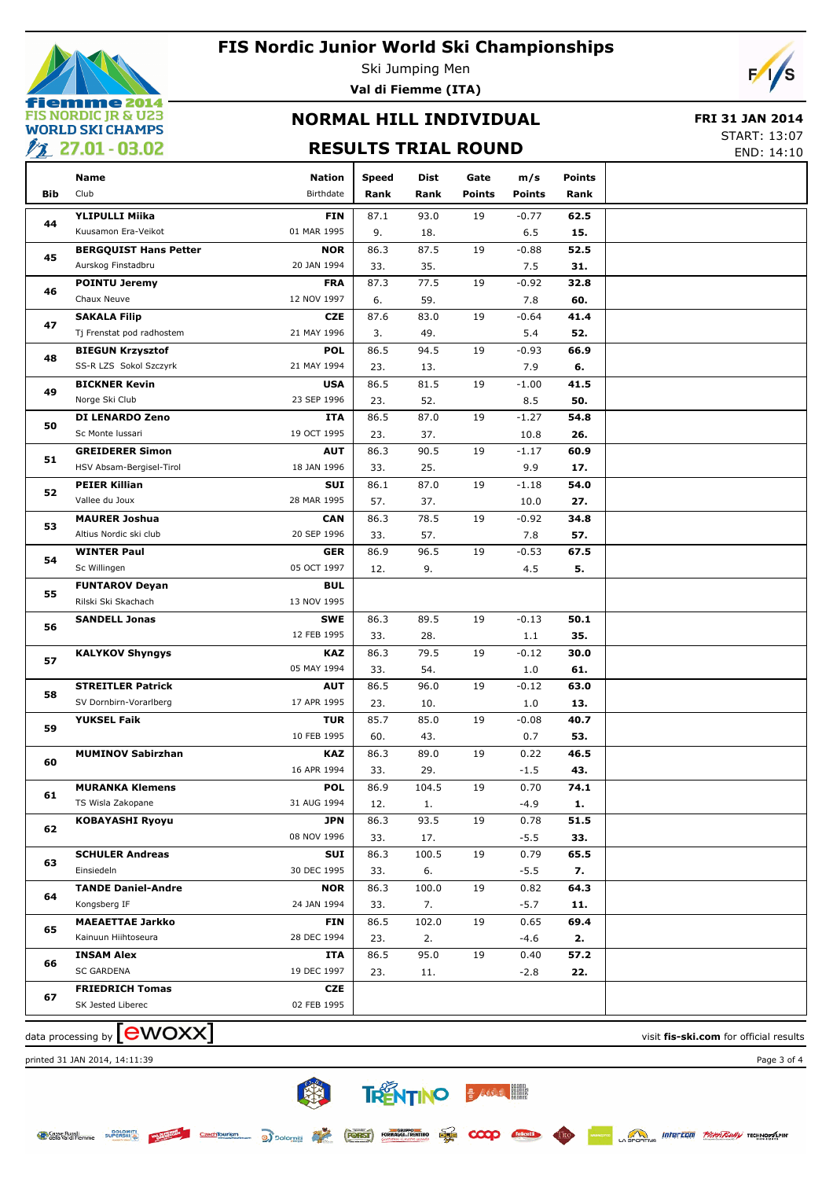# FIS Nordic Junior World Ski Championships

Ski Jumping Men

**Val di Fiemme (ITA)**

## NORMAL HILL INDIVIDUAL

## RESULTS TRIAL ROUND

**FRI 31 JAN 2014**

START: 13:07

END: 14:10

| Bib | Name / Club | Nation / Birthdate | Speed / Rank | Dist / Rank | Gate / Points | m/s / Points | Points / Rank |
|---|---|---|---|---|---|---|---|
| 44 | **YLIPULLI Miika** | **FIN** | 87.1 | 93.0 | 19 | -0.77 | **62.5** |
| | Kuusamon Era-Veikot | 01 MAR 1995 | 9. | 18. | | 6.5 | **15.** |
| 45 | **BERGQUIST Hans Petter** | **NOR** | 86.3 | 87.5 | 19 | -0.88 | **52.5** |
| | Aurskog Finstadbru | 20 JAN 1994 | 33. | 35. | | 7.5 | **31.** |
| 46 | **POINTU Jeremy** | **FRA** | 87.3 | 77.5 | 19 | -0.92 | **32.8** |
| | Chaux Neuve | 12 NOV 1997 | 6. | 59. | | 7.8 | **60.** |
| 47 | **SAKALA Filip** | **CZE** | 87.6 | 83.0 | 19 | -0.64 | **41.4** |
| | Tj Frenstat pod radhostem | 21 MAY 1996 | 3. | 49. | | 5.4 | **52.** |
| 48 | **BIEGUN Krzysztof** | **POL** | 86.5 | 94.5 | 19 | -0.93 | **66.9** |
| | SS-R LZS Sokol Szczyrk | 21 MAY 1994 | 23. | 13. | | 7.9 | **6.** |
| 49 | **BICKNER Kevin** | **USA** | 86.5 | 81.5 | 19 | -1.00 | **41.5** |
| | Norge Ski Club | 23 SEP 1996 | 23. | 52. | | 8.5 | **50.** |
| 50 | **DI LENARDO Zeno** | **ITA** | 86.5 | 87.0 | 19 | -1.27 | **54.8** |
| | Sc Monte Iussari | 19 OCT 1995 | 23. | 37. | | 10.8 | **26.** |
| 51 | **GREIDERER Simon** | **AUT** | 86.3 | 90.5 | 19 | -1.17 | **60.9** |
| | HSV Absam-Bergisel-Tirol | 18 JAN 1996 | 33. | 25. | | 9.9 | **17.** |
| 52 | **PEIER Killian** | **SUI** | 86.1 | 87.0 | 19 | -1.18 | **54.0** |
| | Vallee du Joux | 28 MAR 1995 | 57. | 37. | | 10.0 | **27.** |
| 53 | **MAURER Joshua** | **CAN** | 86.3 | 78.5 | 19 | -0.92 | **34.8** |
| | Altius Nordic ski club | 20 SEP 1996 | 33. | 57. | | 7.8 | **57.** |
| 54 | **WINTER Paul** | **GER** | 86.9 | 96.5 | 19 | -0.53 | **67.5** |
| | Sc Willingen | 05 OCT 1997 | 12. | 9. | | 4.5 | **5.** |
| 55 | **FUNTAROV Deyan** | **BUL** | | | | | |
| | Rilski Ski Skachach | 13 NOV 1995 | | | | | |
| 56 | **SANDELL Jonas** | **SWE** | 86.3 | 89.5 | 19 | -0.13 | **50.1** |
| | | 12 FEB 1995 | 33. | 28. | | 1.1 | **35.** |
| 57 | **KALYKOV Shyngys** | **KAZ** | 86.3 | 79.5 | 19 | -0.12 | **30.0** |
| | | 05 MAY 1994 | 33. | 54. | | 1.0 | **61.** |
| 58 | **STREITLER Patrick** | **AUT** | 86.5 | 96.0 | 19 | -0.12 | **63.0** |
| | SV Dornbirn-Vorarlberg | 17 APR 1995 | 23. | 10. | | 1.0 | **13.** |
| 59 | **YUKSEL Faik** | **TUR** | 85.7 | 85.0 | 19 | -0.08 | **40.7** |
| | | 10 FEB 1995 | 60. | 43. | | 0.7 | **53.** |
| 60 | **MUMINOV Sabirzhan** | **KAZ** | 86.3 | 89.0 | 19 | 0.22 | **46.5** |
| | | 16 APR 1994 | 33. | 29. | | -1.5 | **43.** |
| 61 | **MURANKA Klemens** | **POL** | 86.9 | 104.5 | 19 | 0.70 | **74.1** |
| | TS Wisla Zakopane | 31 AUG 1994 | 12. | 1. | | -4.9 | **1.** |
| 62 | **KOBAYASHI Ryoyu** | **JPN** | 86.3 | 93.5 | 19 | 0.78 | **51.5** |
| | | 08 NOV 1996 | 33. | 17. | | -5.5 | **33.** |
| 63 | **SCHULER Andreas** | **SUI** | 86.3 | 100.5 | 19 | 0.79 | **65.5** |
| | Einsiedeln | 30 DEC 1995 | 33. | 6. | | -5.5 | **7.** |
| 64 | **TANDE Daniel-Andre** | **NOR** | 86.3 | 100.0 | 19 | 0.82 | **64.3** |
| | Kongsberg IF | 24 JAN 1994 | 33. | 7. | | -5.7 | **11.** |
| 65 | **MAEAETTAE Jarkko** | **FIN** | 86.5 | 102.0 | 19 | 0.65 | **69.4** |
| | Kainuun Hiihtoseura | 28 DEC 1994 | 23. | 2. | | -4.6 | **2.** |
| 66 | **INSAM Alex** | **ITA** | 86.5 | 95.0 | 19 | 0.40 | **57.2** |
| | SC GARDENA | 19 DEC 1997 | 23. | 11. | | -2.8 | **22.** |
| 67 | **FRIEDRICH Tomas** | **CZE** | | | | | |
| | SK Jested Liberec | 02 FEB 1995 | | | | | |

data processing by ewoxx — visit **fis-ski.com** for official results

printed 31 JAN 2014, 14:11:39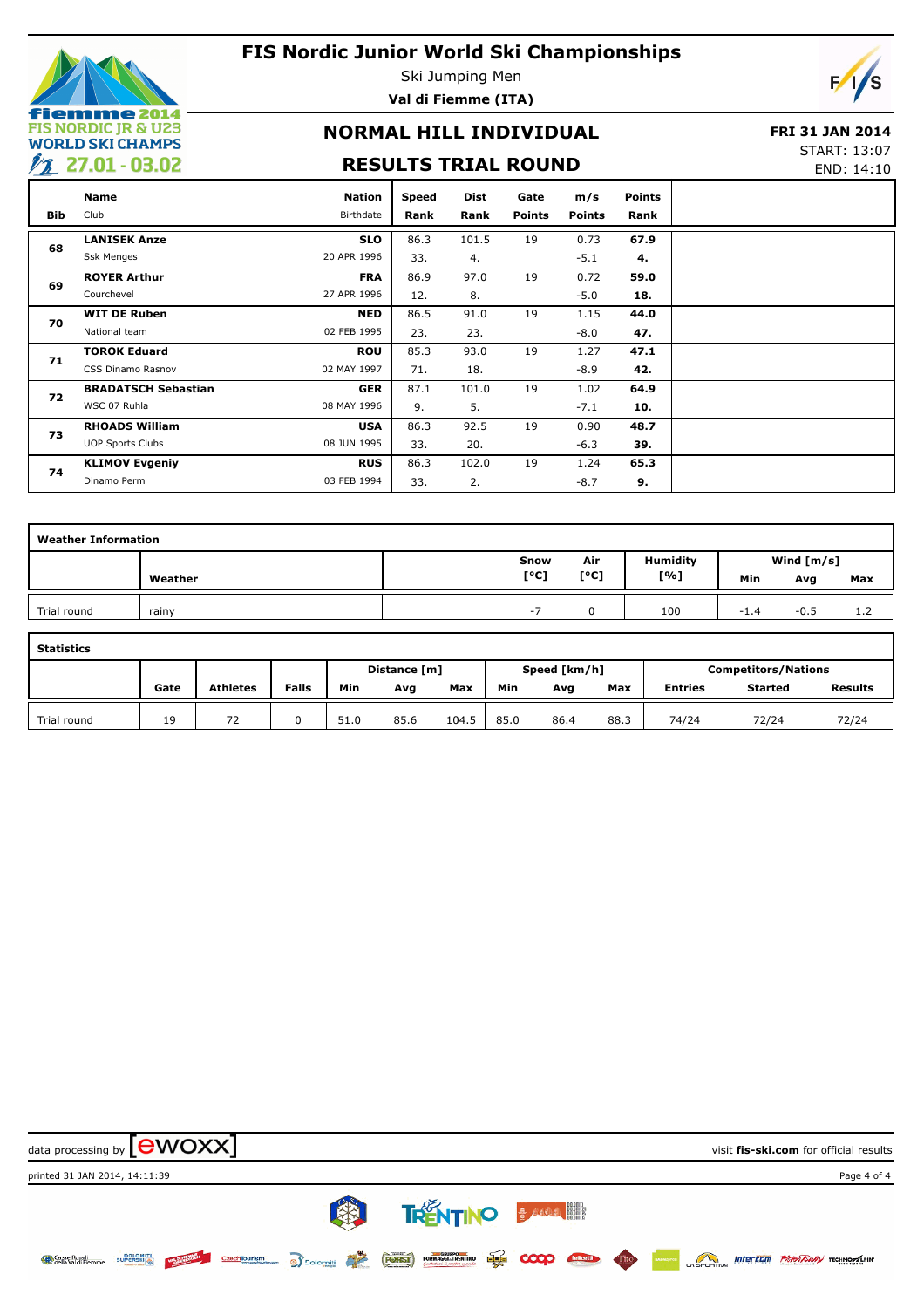# FIS Nordic Junior World Ski Championships

Ski Jumping Men

**Val di Fiemme (ITA)**

## NORMAL HILL INDIVIDUAL

## RESULTS TRIAL ROUND

**FRI 31 JAN 2014**

START: 13:07

END: 14:10

| Bib | Name / Club | Nation / Birthdate | Speed / Rank | Dist / Rank | Gate / Points | m/s / Points | Points / Rank |
|---|---|---|---|---|---|---|---|
| 68 | **LANISEK Anze** | **SLO** | 86.3 | 101.5 | 19 | 0.73 | **67.9** |
| | Ssk Menges | 20 APR 1996 | 33. | 4. | | -5.1 | **4.** |
| 69 | **ROYER Arthur** | **FRA** | 86.9 | 97.0 | 19 | 0.72 | **59.0** |
| | Courchevel | 27 APR 1996 | 12. | 8. | | -5.0 | **18.** |
| 70 | **WIT DE Ruben** | **NED** | 86.5 | 91.0 | 19 | 1.15 | **44.0** |
| | National team | 02 FEB 1995 | 23. | 23. | | -8.0 | **47.** |
| 71 | **TOROK Eduard** | **ROU** | 85.3 | 93.0 | 19 | 1.27 | **47.1** |
| | CSS Dinamo Rasnov | 02 MAY 1997 | 71. | 18. | | -8.9 | **42.** |
| 72 | **BRADATSCH Sebastian** | **GER** | 87.1 | 101.0 | 19 | 1.02 | **64.9** |
| | WSC 07 Ruhla | 08 MAY 1996 | 9. | 5. | | -7.1 | **10.** |
| 73 | **RHOADS William** | **USA** | 86.3 | 92.5 | 19 | 0.90 | **48.7** |
| | UOP Sports Clubs | 08 JUN 1995 | 33. | 20. | | -6.3 | **39.** |
| 74 | **KLIMOV Evgeniy** | **RUS** | 86.3 | 102.0 | 19 | 1.24 | **65.3** |
| | Dinamo Perm | 03 FEB 1994 | 33. | 2. | | -8.7 | **9.** |

### Weather Information

| | Weather | Snow [°C] | Air [°C] | Humidity [%] | Wind [m/s] Min | Avg | Max |
|---|---|---|---|---|---|---|---|
| Trial round | rainy | -7 | 0 | 100 | -1.4 | -0.5 | 1.2 |

### Statistics

| | Gate | Athletes | Falls | Distance [m] Min | Avg | Max | Speed [km/h] Min | Avg | Max | Competitors/Nations Entries | Started | Results |
|---|---|---|---|---|---|---|---|---|---|---|---|---|
| Trial round | 19 | 72 | 0 | 51.0 | 85.6 | 104.5 | 85.0 | 86.4 | 88.3 | 74/24 | 72/24 | 72/24 |

data processing by ewoxx — visit **fis-ski.com** for official results

printed 31 JAN 2014, 14:11:39